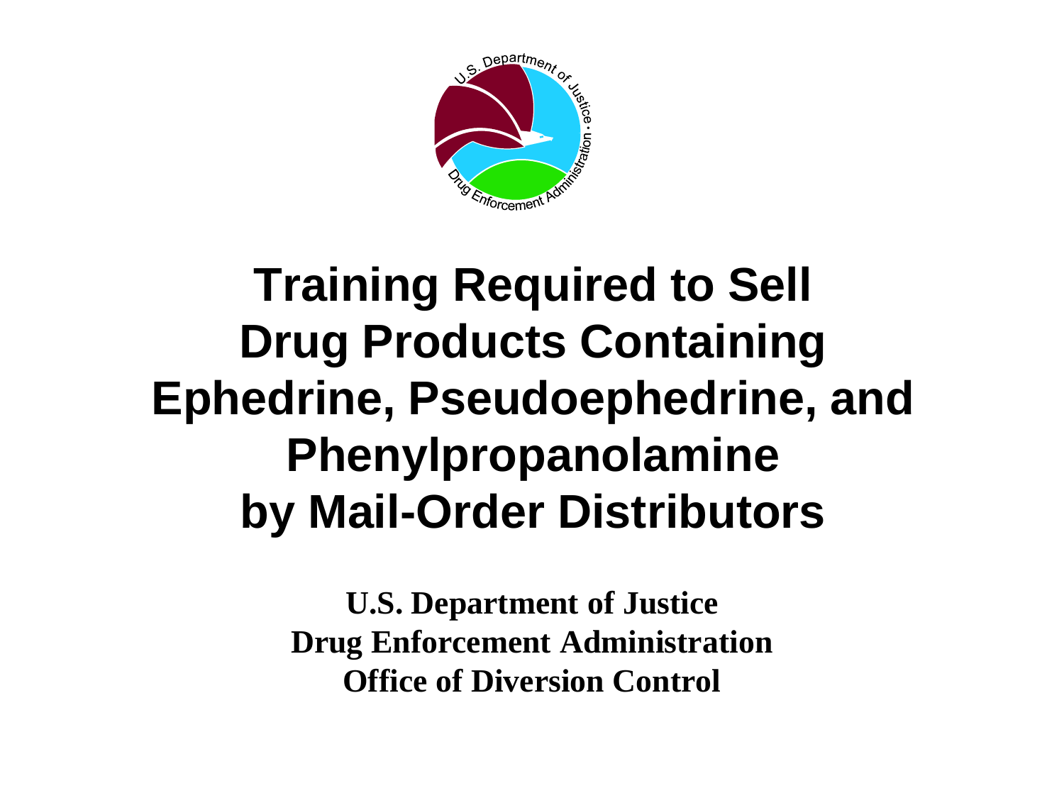# Training Required to Sell Drug Products Containing Ephedrine, Pseudoephedrine, and Phenylpropanolamine by Mail-Order Distributors

**U.S. Department of Justice**
**Drug Enforcement Administration**
**Office of Diversion Control**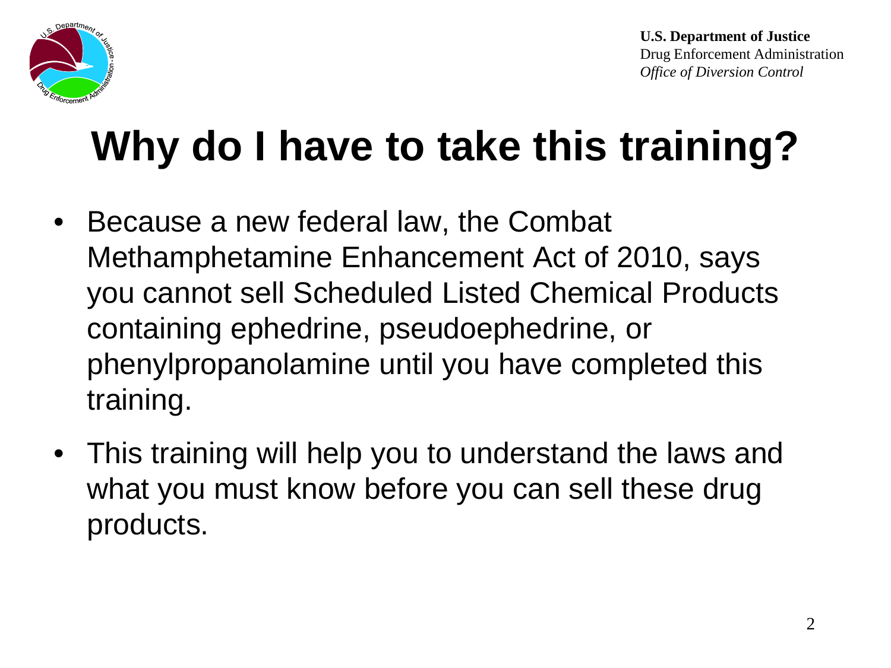**U.S. Department of Justice**
Drug Enforcement Administration
*Office of Diversion Control*

# Why do I have to take this training?

- Because a new federal law, the Combat Methamphetamine Enhancement Act of 2010, says you cannot sell Scheduled Listed Chemical Products containing ephedrine, pseudoephedrine, or phenylpropanolamine until you have completed this training.
- This training will help you to understand the laws and what you must know before you can sell these drug products.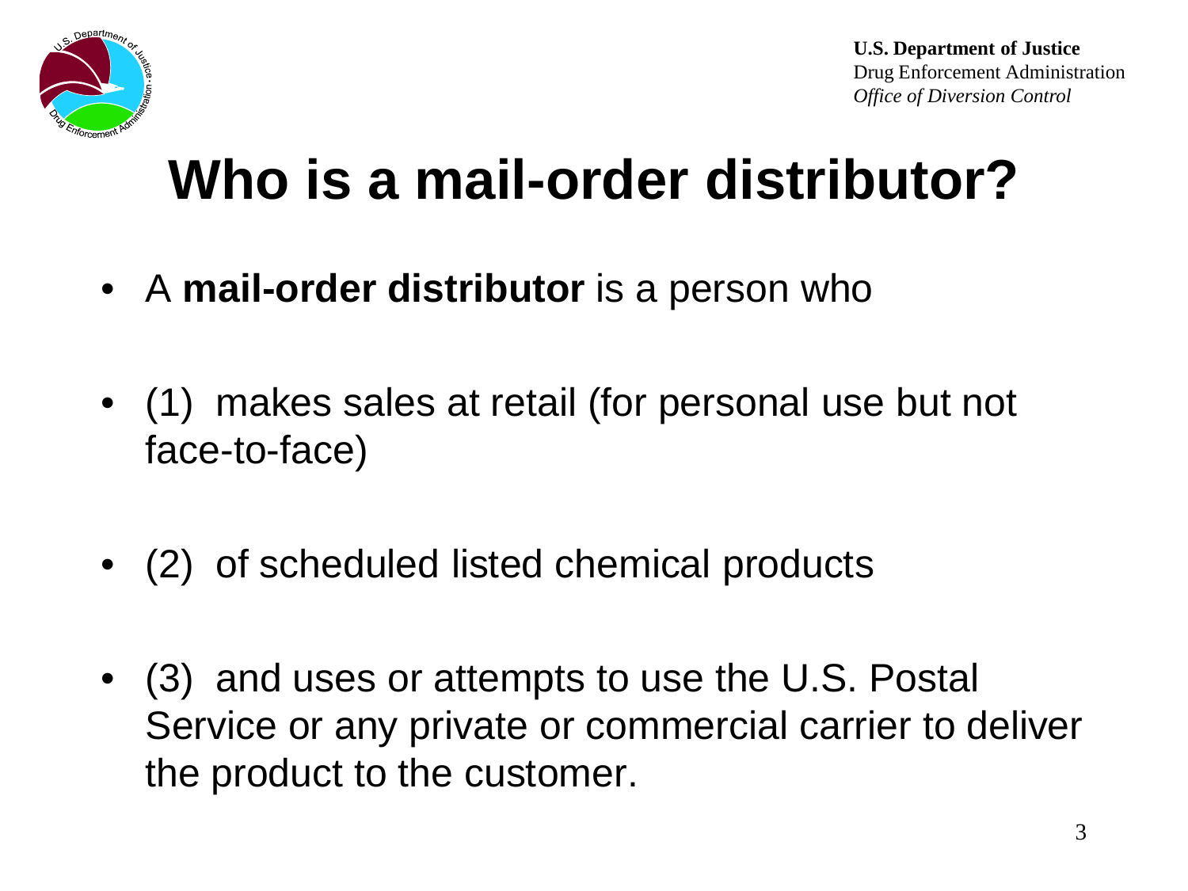# Who is a mail-order distributor?

- A **mail-order distributor** is a person who
- (1) makes sales at retail (for personal use but not face-to-face)
- (2) of scheduled listed chemical products
- (3) and uses or attempts to use the U.S. Postal Service or any private or commercial carrier to deliver the product to the customer.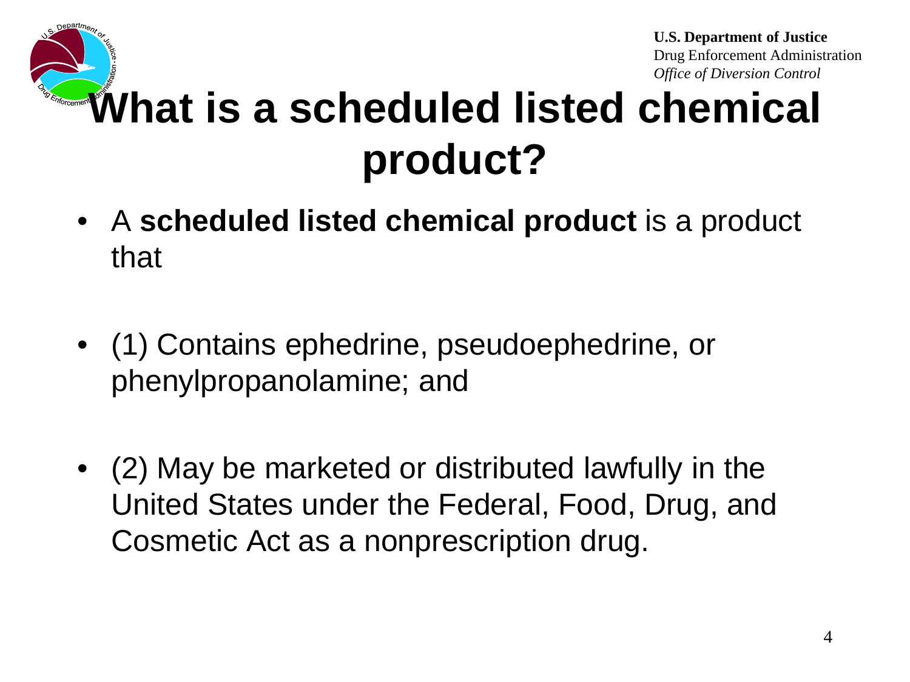# What is a scheduled listed chemical product?

- A **scheduled listed chemical product** is a product that
- (1) Contains ephedrine, pseudoephedrine, or phenylpropanolamine; and
- (2) May be marketed or distributed lawfully in the United States under the Federal, Food, Drug, and Cosmetic Act as a nonprescription drug.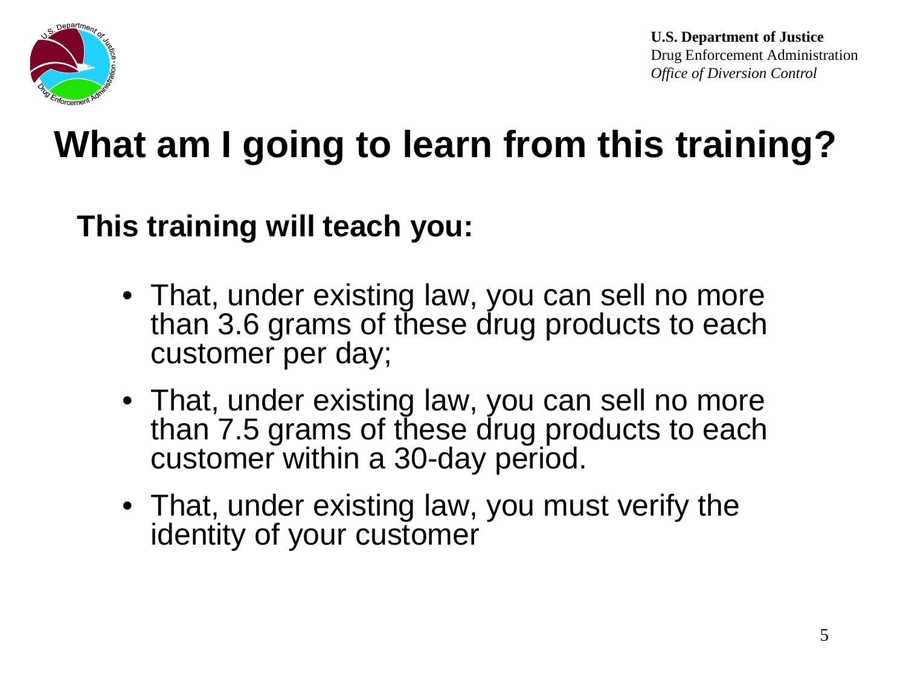U.S. Department of Justice
Drug Enforcement Administration
*Office of Diversion Control*

# What am I going to learn from this training?

**This training will teach you:**

- That, under existing law, you can sell no more than 3.6 grams of these drug products to each customer per day;
- That, under existing law, you can sell no more than 7.5 grams of these drug products to each customer within a 30-day period.
- That, under existing law, you must verify the identity of your customer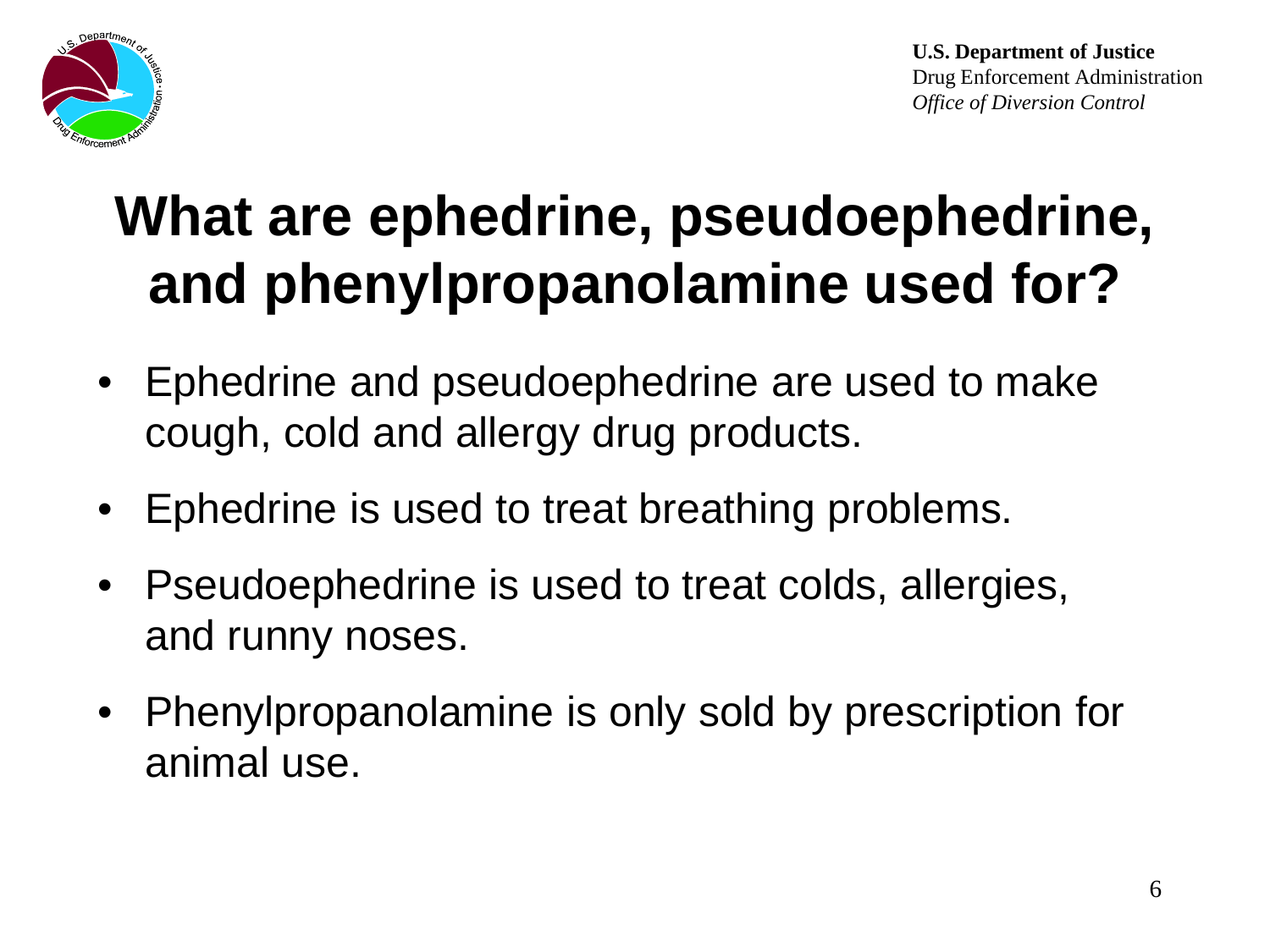# What are ephedrine, pseudoephedrine, and phenylpropanolamine used for?

- Ephedrine and pseudoephedrine are used to make cough, cold and allergy drug products.
- Ephedrine is used to treat breathing problems.
- Pseudoephedrine is used to treat colds, allergies, and runny noses.
- Phenylpropanolamine is only sold by prescription for animal use.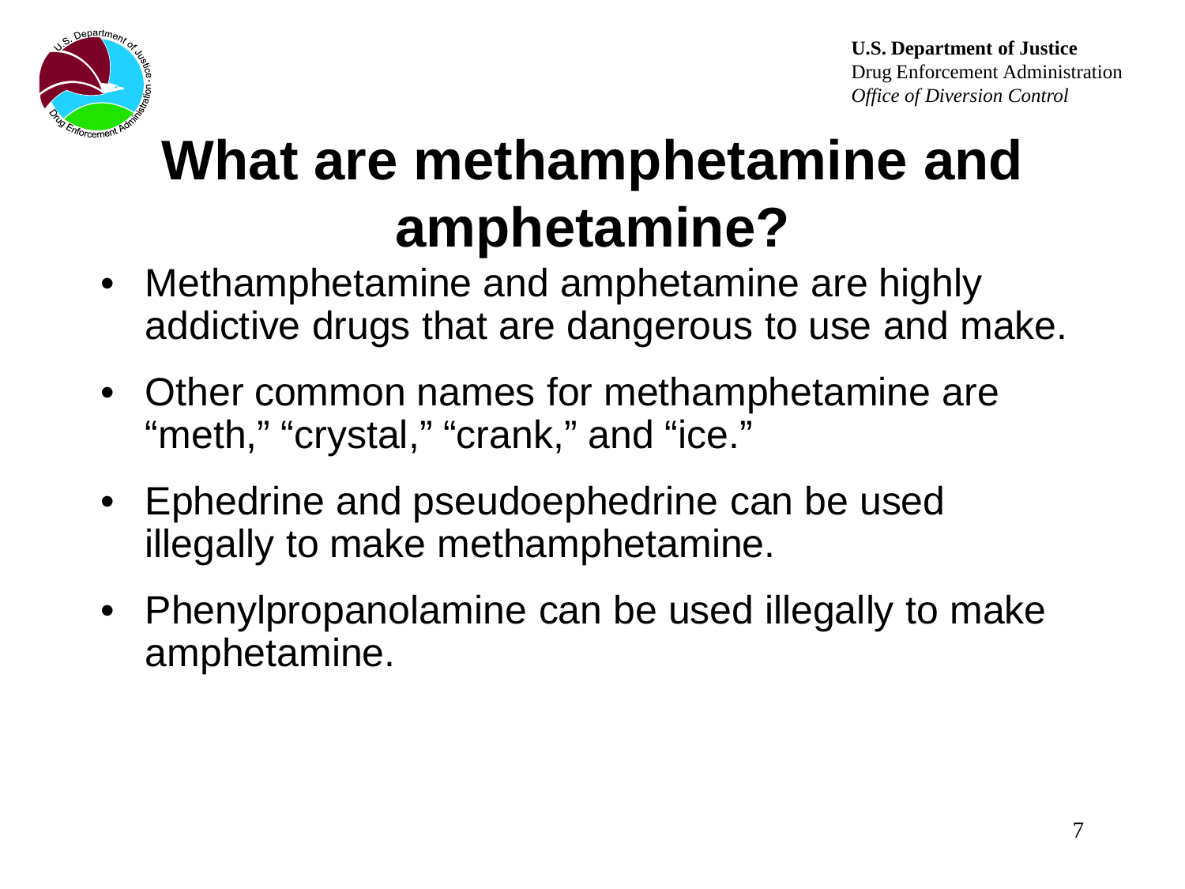# What are methamphetamine and amphetamine?

- Methamphetamine and amphetamine are highly addictive drugs that are dangerous to use and make.
- Other common names for methamphetamine are "meth," "crystal," "crank," and "ice."
- Ephedrine and pseudoephedrine can be used illegally to make methamphetamine.
- Phenylpropanolamine can be used illegally to make amphetamine.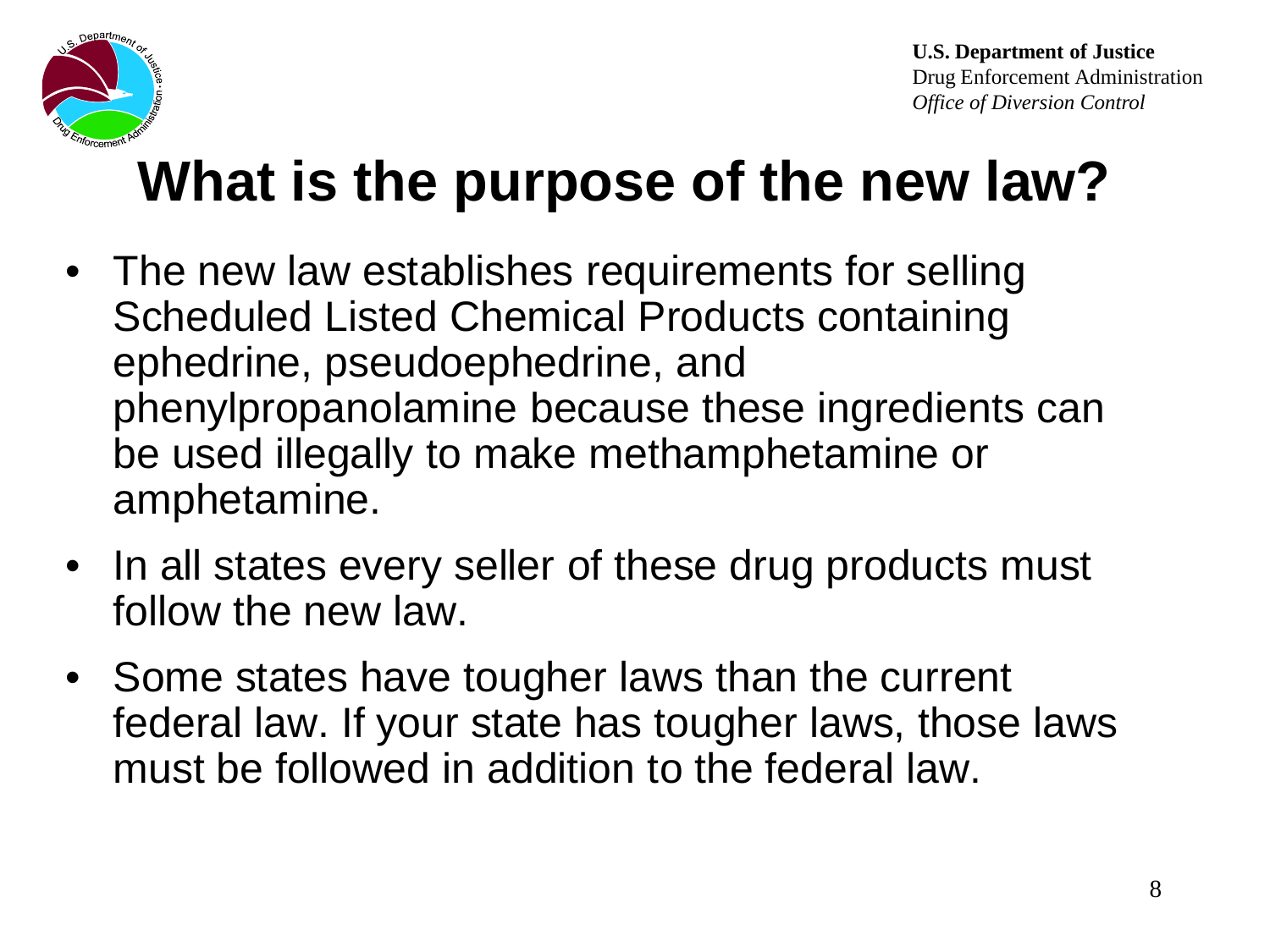**U.S. Department of Justice**
Drug Enforcement Administration
*Office of Diversion Control*

# What is the purpose of the new law?

- The new law establishes requirements for selling Scheduled Listed Chemical Products containing ephedrine, pseudoephedrine, and phenylpropanolamine because these ingredients can be used illegally to make methamphetamine or amphetamine.
- In all states every seller of these drug products must follow the new law.
- Some states have tougher laws than the current federal law. If your state has tougher laws, those laws must be followed in addition to the federal law.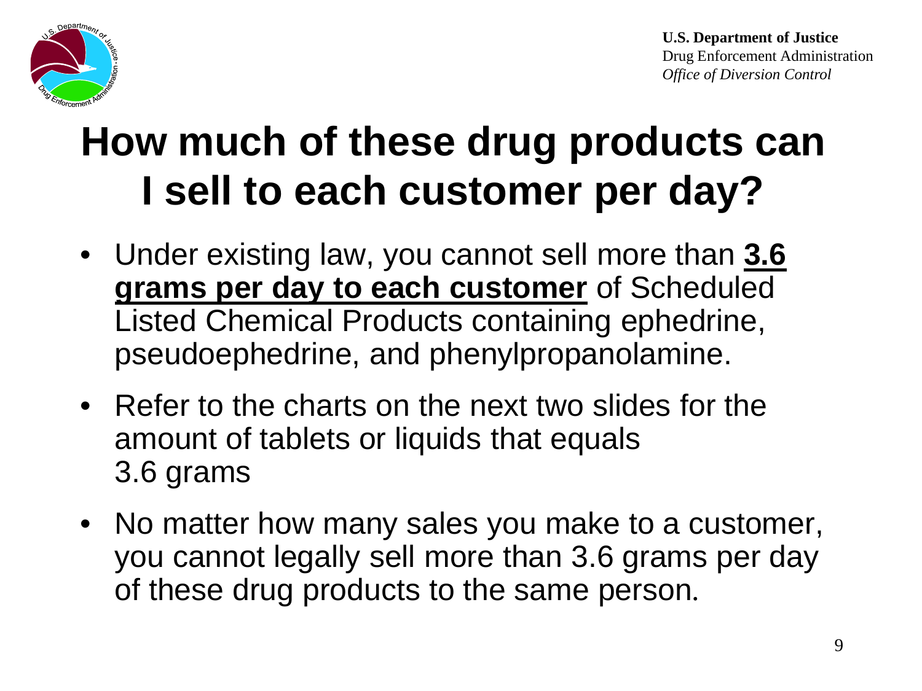U.S. Department of Justice
Drug Enforcement Administration
*Office of Diversion Control*

# How much of these drug products can I sell to each customer per day?

- Under existing law, you cannot sell more than **3.6 grams per day to each customer** of Scheduled Listed Chemical Products containing ephedrine, pseudoephedrine, and phenylpropanolamine.
- Refer to the charts on the next two slides for the amount of tablets or liquids that equals 3.6 grams
- No matter how many sales you make to a customer, you cannot legally sell more than 3.6 grams per day of these drug products to the same person.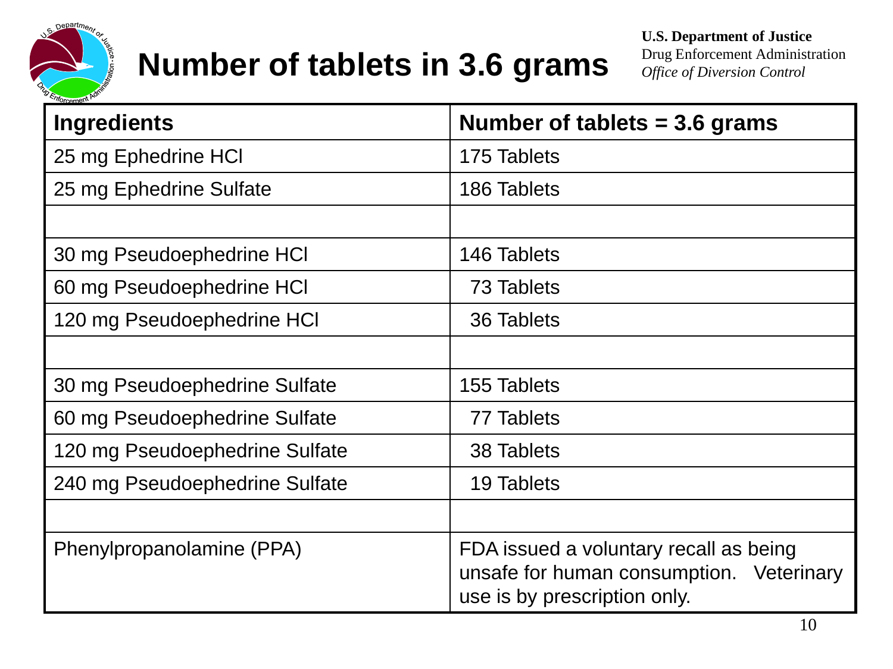U.S. Department of Justice
Drug Enforcement Administration
*Office of Diversion Control*

# Number of tablets in 3.6 grams

| Ingredients | Number of tablets = 3.6 grams |
|---|---|
| 25 mg Ephedrine HCl | 175 Tablets |
| 25 mg Ephedrine Sulfate | 186 Tablets |
| | |
| 30 mg Pseudoephedrine HCl | 146 Tablets |
| 60 mg Pseudoephedrine HCl | 73 Tablets |
| 120 mg Pseudoephedrine HCl | 36 Tablets |
| | |
| 30 mg Pseudoephedrine Sulfate | 155 Tablets |
| 60 mg Pseudoephedrine Sulfate | 77 Tablets |
| 120 mg Pseudoephedrine Sulfate | 38 Tablets |
| 240 mg Pseudoephedrine Sulfate | 19 Tablets |
| | |
| Phenylpropanolamine (PPA) | FDA issued a voluntary recall as being unsafe for human consumption. Veterinary use is by prescription only. |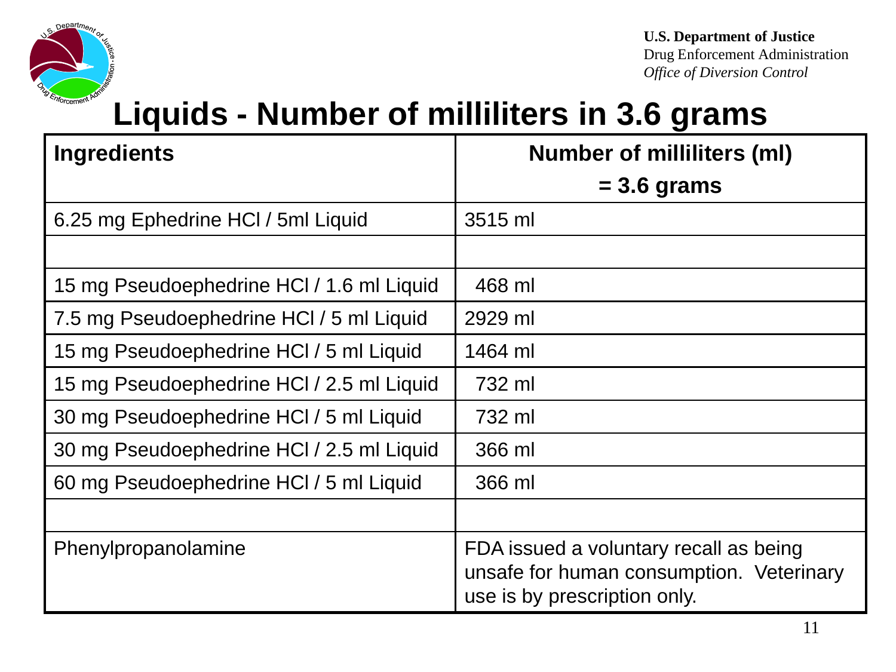U.S. Department of Justice
Drug Enforcement Administration
*Office of Diversion Control*

# Liquids - Number of milliliters in 3.6 grams

| Ingredients | Number of milliliters (ml) = 3.6 grams |
|---|---|
| 6.25 mg Ephedrine HCl / 5ml Liquid | 3515 ml |
| | |
| 15 mg Pseudoephedrine HCl / 1.6 ml Liquid | 468 ml |
| 7.5 mg Pseudoephedrine HCl / 5 ml Liquid | 2929 ml |
| 15 mg Pseudoephedrine HCl / 5 ml Liquid | 1464 ml |
| 15 mg Pseudoephedrine HCl / 2.5 ml Liquid | 732 ml |
| 30 mg Pseudoephedrine HCl / 5 ml Liquid | 732 ml |
| 30 mg Pseudoephedrine HCl / 2.5 ml Liquid | 366 ml |
| 60 mg Pseudoephedrine HCl / 5 ml Liquid | 366 ml |
| | |
| Phenylpropanolamine | FDA issued a voluntary recall as being unsafe for human consumption. Veterinary use is by prescription only. |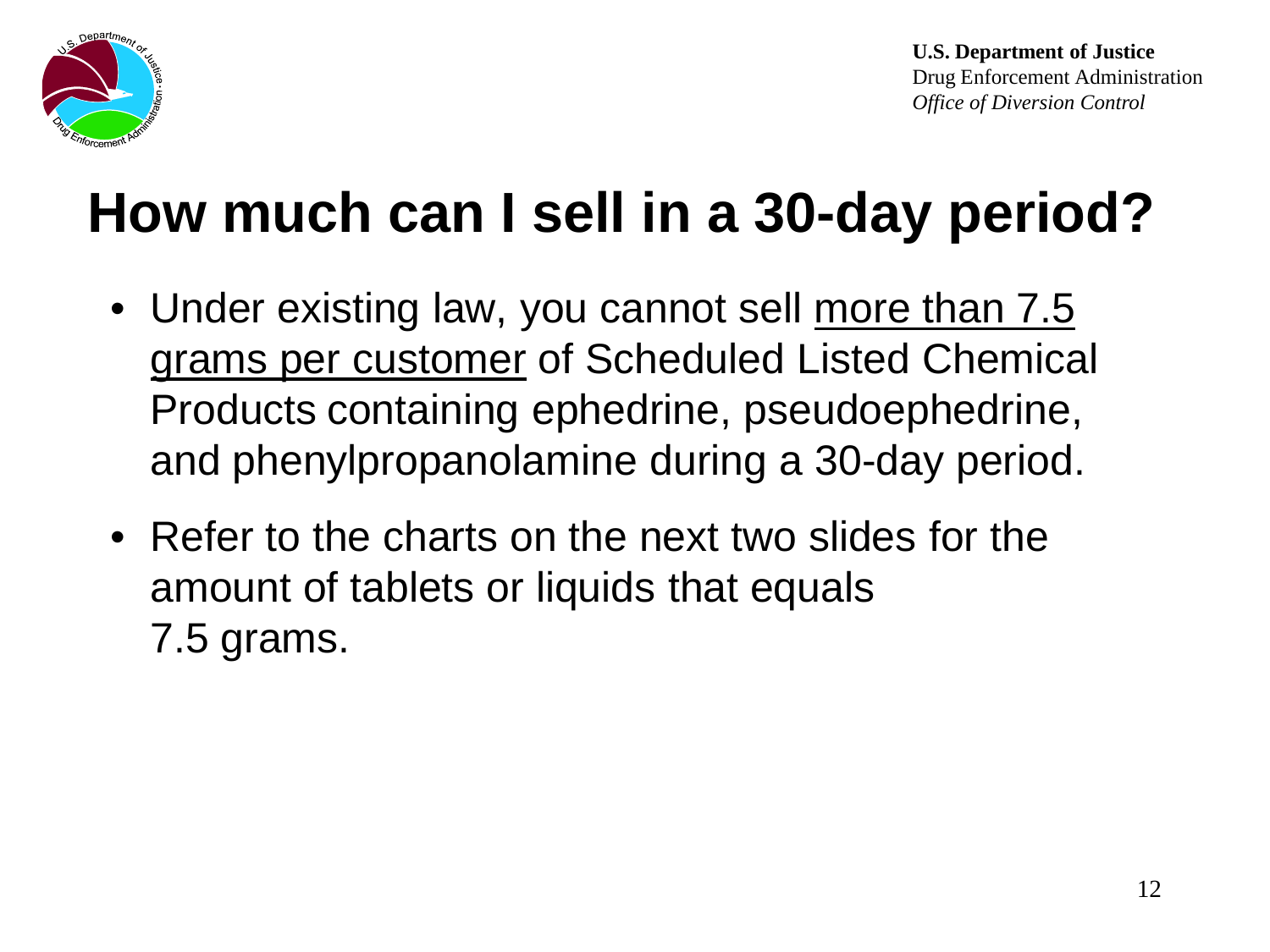# How much can I sell in a 30-day period?

- Under existing law, you cannot sell <u>more than 7.5 grams per customer</u> of Scheduled Listed Chemical Products containing ephedrine, pseudoephedrine, and phenylpropanolamine during a 30-day period.
- Refer to the charts on the next two slides for the amount of tablets or liquids that equals 7.5 grams.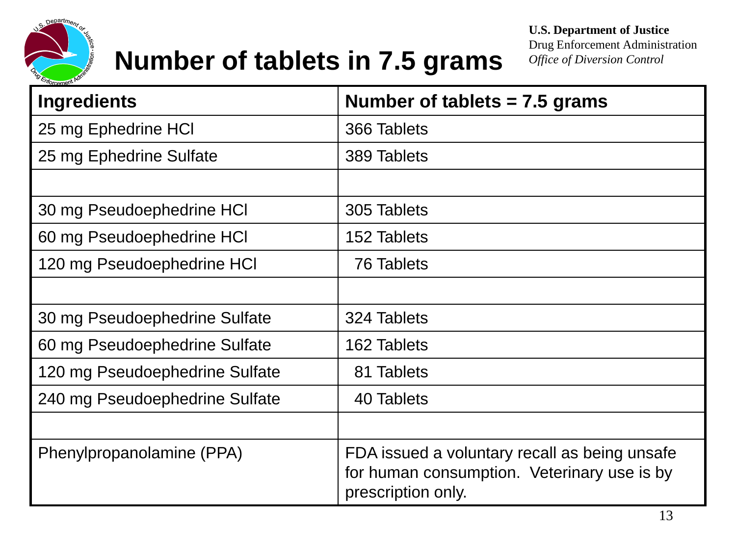U.S. Department of Justice
Drug Enforcement Administration
*Office of Diversion Control*

# Number of tablets in 7.5 grams

| Ingredients | Number of tablets = 7.5 grams |
|---|---|
| 25 mg Ephedrine HCl | 366 Tablets |
| 25 mg Ephedrine Sulfate | 389 Tablets |
| | |
| 30 mg Pseudoephedrine HCl | 305 Tablets |
| 60 mg Pseudoephedrine HCl | 152 Tablets |
| 120 mg Pseudoephedrine HCl | 76 Tablets |
| | |
| 30 mg Pseudoephedrine Sulfate | 324 Tablets |
| 60 mg Pseudoephedrine Sulfate | 162 Tablets |
| 120 mg Pseudoephedrine Sulfate | 81 Tablets |
| 240 mg Pseudoephedrine Sulfate | 40 Tablets |
| | |
| Phenylpropanolamine (PPA) | FDA issued a voluntary recall as being unsafe for human consumption. Veterinary use is by prescription only. |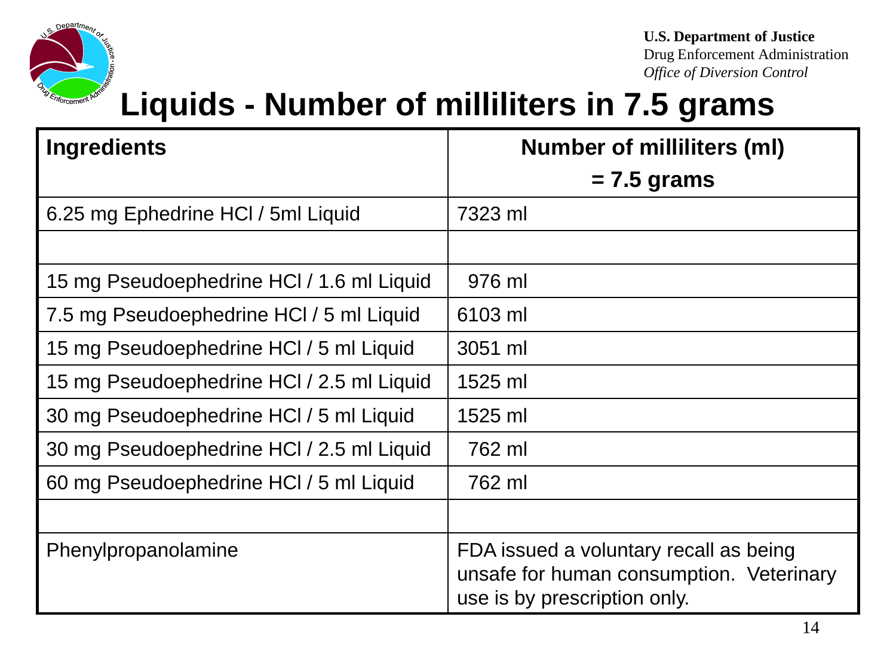U.S. Department of Justice
Drug Enforcement Administration
*Office of Diversion Control*

# Liquids - Number of milliliters in 7.5 grams

| Ingredients | Number of milliliters (ml) = 7.5 grams |
|---|---|
| 6.25 mg Ephedrine HCl / 5ml Liquid | 7323 ml |
| | |
| 15 mg Pseudoephedrine HCl / 1.6 ml Liquid | 976 ml |
| 7.5 mg Pseudoephedrine HCl / 5 ml Liquid | 6103 ml |
| 15 mg Pseudoephedrine HCl / 5 ml Liquid | 3051 ml |
| 15 mg Pseudoephedrine HCl / 2.5 ml Liquid | 1525 ml |
| 30 mg Pseudoephedrine HCl / 5 ml Liquid | 1525 ml |
| 30 mg Pseudoephedrine HCl / 2.5 ml Liquid | 762 ml |
| 60 mg Pseudoephedrine HCl / 5 ml Liquid | 762 ml |
| | |
| Phenylpropanolamine | FDA issued a voluntary recall as being unsafe for human consumption. Veterinary use is by prescription only. |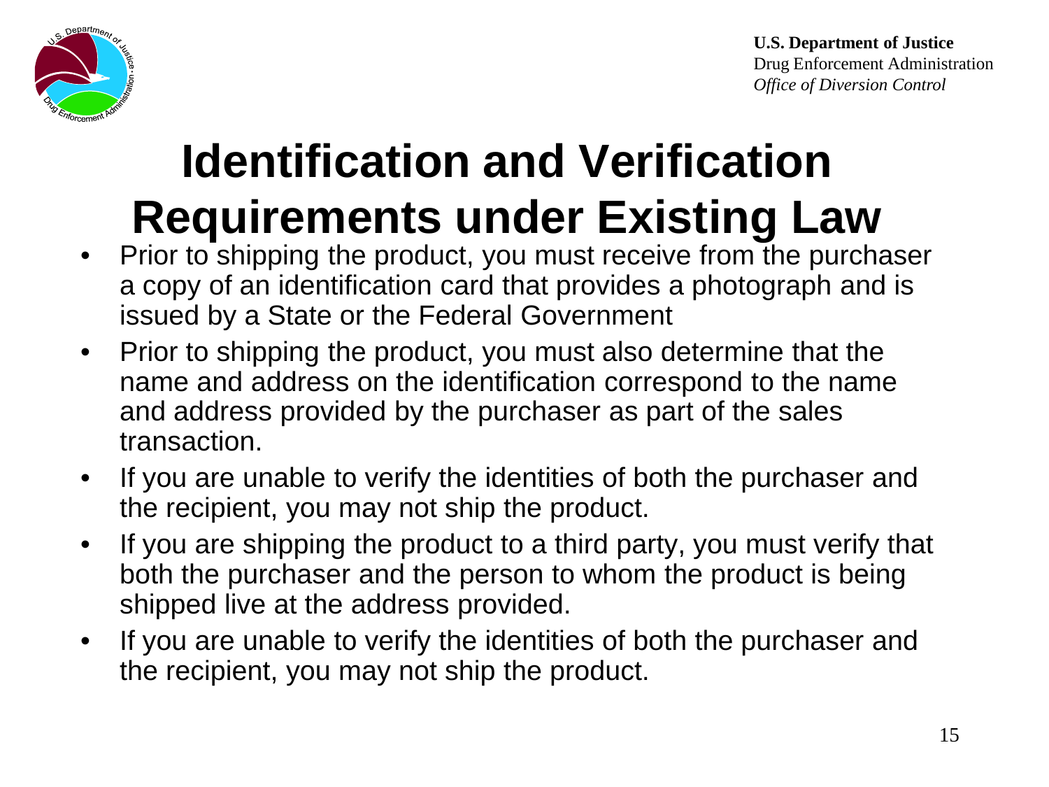# Identification and Verification Requirements under Existing Law

- Prior to shipping the product, you must receive from the purchaser a copy of an identification card that provides a photograph and is issued by a State or the Federal Government
- Prior to shipping the product, you must also determine that the name and address on the identification correspond to the name and address provided by the purchaser as part of the sales transaction.
- If you are unable to verify the identities of both the purchaser and the recipient, you may not ship the product.
- If you are shipping the product to a third party, you must verify that both the purchaser and the person to whom the product is being shipped live at the address provided.
- If you are unable to verify the identities of both the purchaser and the recipient, you may not ship the product.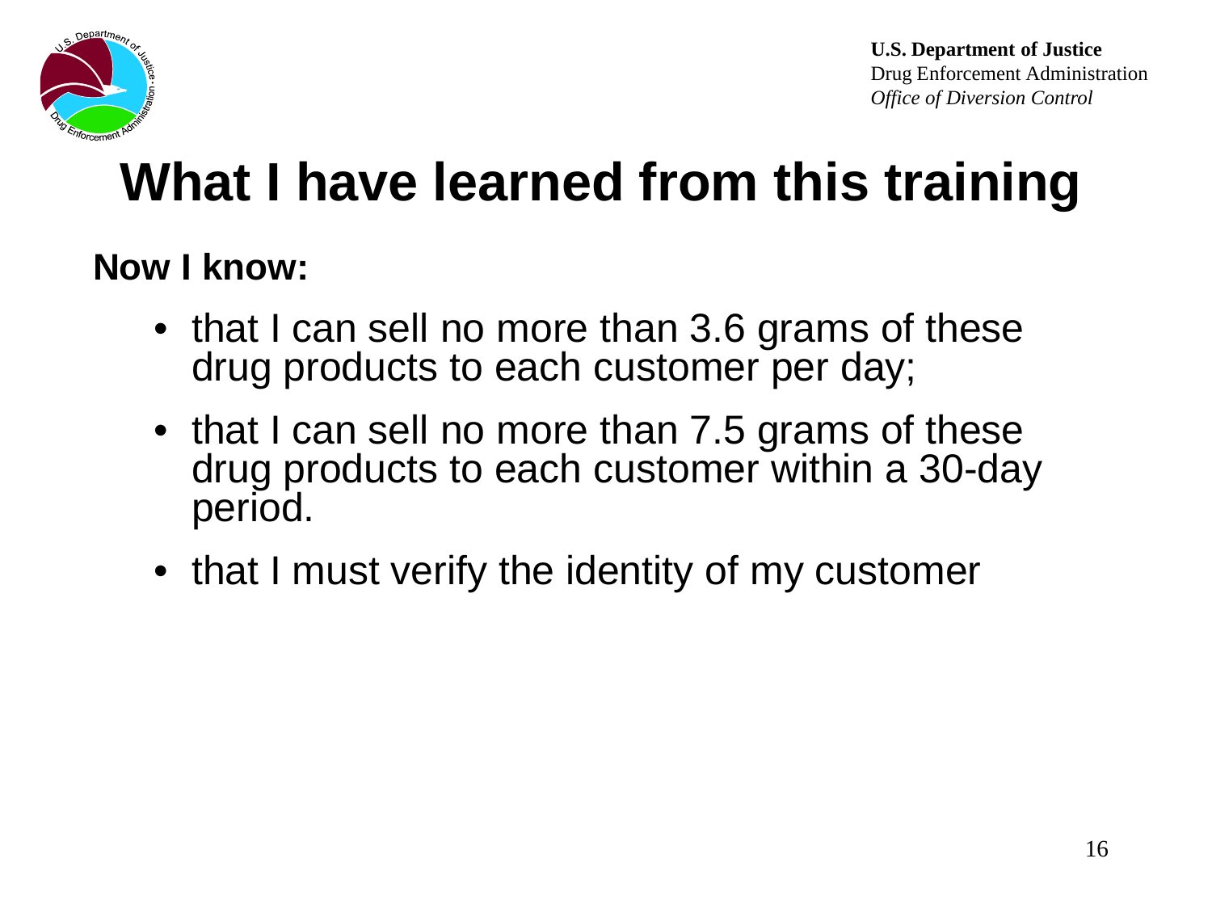# What I have learned from this training

**Now I know:**

- that I can sell no more than 3.6 grams of these drug products to each customer per day;
- that I can sell no more than 7.5 grams of these drug products to each customer within a 30-day period.
- that I must verify the identity of my customer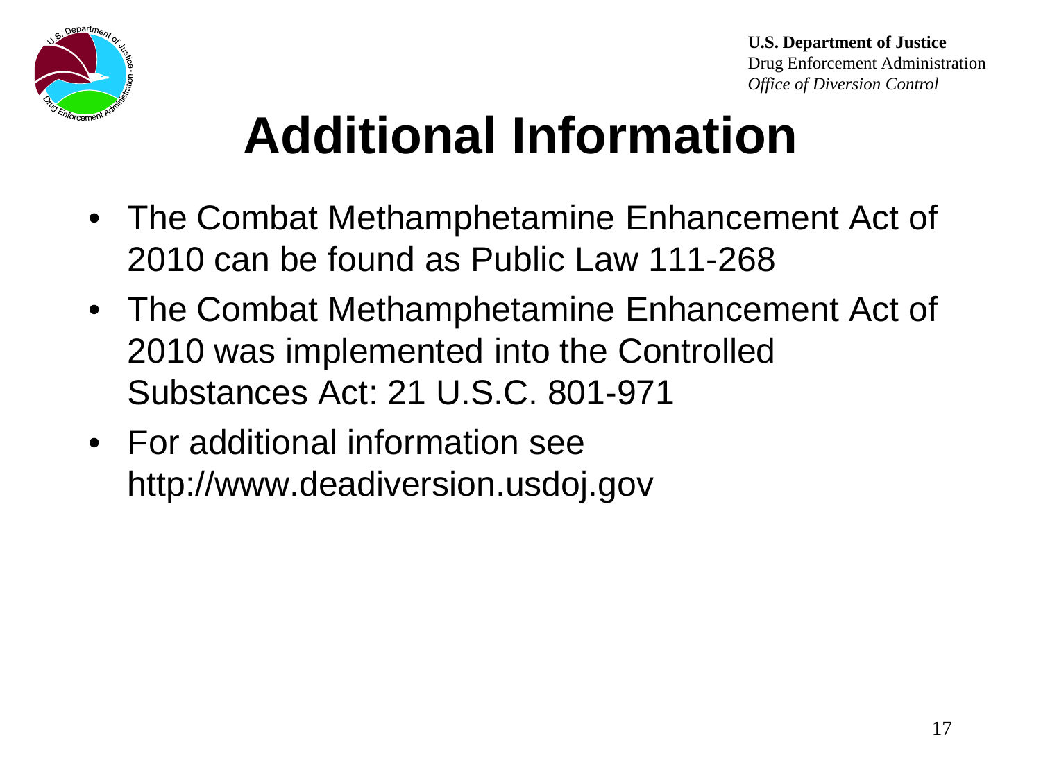**U.S. Department of Justice**
Drug Enforcement Administration
*Office of Diversion Control*

# Additional Information

- The Combat Methamphetamine Enhancement Act of 2010 can be found as Public Law 111-268
- The Combat Methamphetamine Enhancement Act of 2010 was implemented into the Controlled Substances Act: 21 U.S.C. 801-971
- For additional information see http://www.deadiversion.usdoj.gov